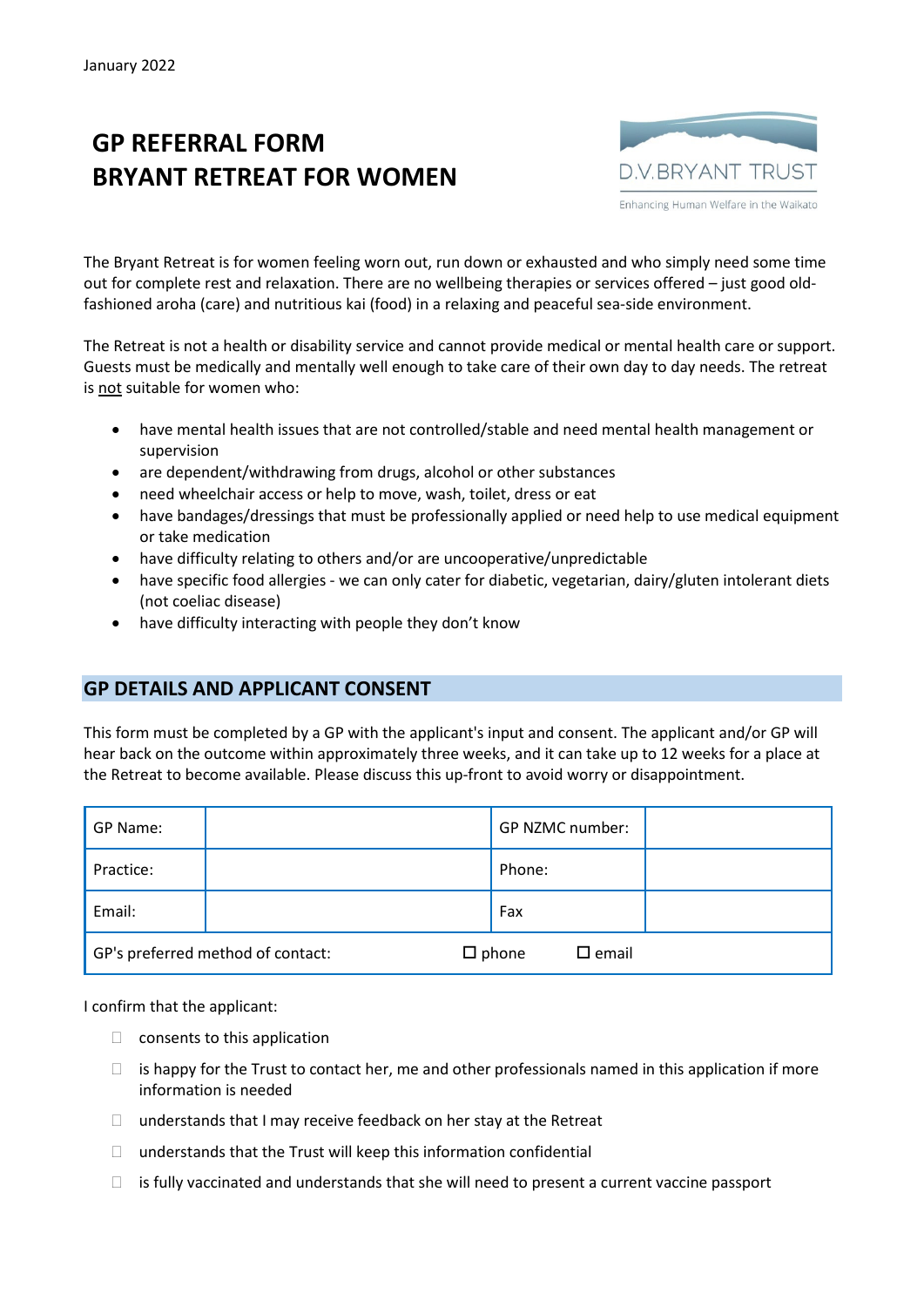January 2022

# GP REFERRAL FORM
# BRYANT RETREAT FOR WOMEN

D.V.BRYANT TRUST

Enhancing Human Welfare in the Waikato

The Bryant Retreat is for women feeling worn out, run down or exhausted and who simply need some time out for complete rest and relaxation. There are no wellbeing therapies or services offered – just good old-fashioned aroha (care) and nutritious kai (food) in a relaxing and peaceful sea-side environment.

The Retreat is not a health or disability service and cannot provide medical or mental health care or support. Guests must be medically and mentally well enough to take care of their own day to day needs. The retreat is not suitable for women who:

- have mental health issues that are not controlled/stable and need mental health management or supervision
- are dependent/withdrawing from drugs, alcohol or other substances
- need wheelchair access or help to move, wash, toilet, dress or eat
- have bandages/dressings that must be professionally applied or need help to use medical equipment or take medication
- have difficulty relating to others and/or are uncooperative/unpredictable
- have specific food allergies - we can only cater for diabetic, vegetarian, dairy/gluten intolerant diets (not coeliac disease)
- have difficulty interacting with people they don't know

## GP DETAILS AND APPLICANT CONSENT

This form must be completed by a GP with the applicant's input and consent. The applicant and/or GP will hear back on the outcome within approximately three weeks, and it can take up to 12 weeks for a place at the Retreat to become available. Please discuss this up-front to avoid worry or disappointment.

| GP Name: | | GP NZMC number: | |
|---|---|---|---|
| Practice: | | Phone: | |
| Email: | | Fax | |
| GP's preferred method of contact: | | ☐ phone | ☐ email |

I confirm that the applicant:

- ☐ consents to this application
- ☐ is happy for the Trust to contact her, me and other professionals named in this application if more information is needed
- ☐ understands that I may receive feedback on her stay at the Retreat
- ☐ understands that the Trust will keep this information confidential
- ☐ is fully vaccinated and understands that she will need to present a current vaccine passport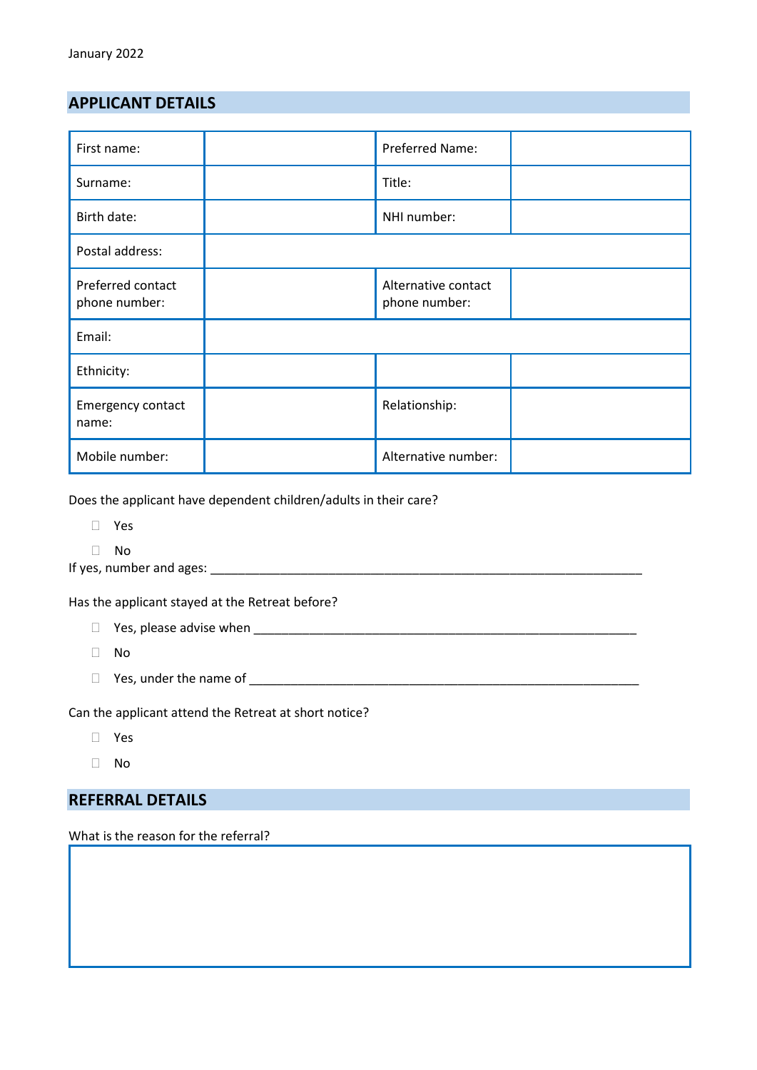January 2022

## APPLICANT DETAILS

| First name: | | Preferred Name: | |
|---|---|---|---|
| Surname: | | Title: | |
| Birth date: | | NHI number: | |
| Postal address: | | | |
| Preferred contact phone number: | | Alternative contact phone number: | |
| Email: | | | |
| Ethnicity: | | | |
| Emergency contact name: | | Relationship: | |
| Mobile number: | | Alternative number: | |

Does the applicant have dependent children/adults in their care?

- ☐ Yes
- ☐ No

If yes, number and ages: ___________________________________________________________________

Has the applicant stayed at the Retreat before?

- ☐ Yes, please advise when ____________________________________________________________
- ☐ No
- ☐ Yes, under the name of _____________________________________________________________

Can the applicant attend the Retreat at short notice?

- ☐ Yes
- ☐ No

## REFERRAL DETAILS

What is the reason for the referral?

| |
|---|
| |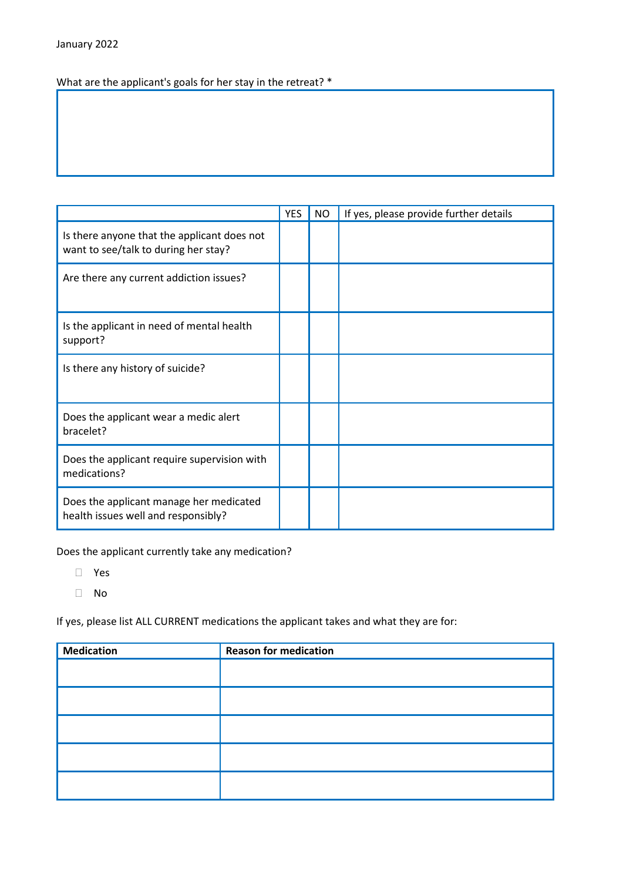January 2022

What are the applicant's goals for her stay in the retreat? *

|   |   |
|---|---|
|   |   |

| | YES | NO | If yes, please provide further details |
|---|---|---|---|
| Is there anyone that the applicant does not want to see/talk to during her stay? | | | |
| Are there any current addiction issues? | | | |
| Is the applicant in need of mental health support? | | | |
| Is there any history of suicide? | | | |
| Does the applicant wear a medic alert bracelet? | | | |
| Does the applicant require supervision with medications? | | | |
| Does the applicant manage her medicated health issues well and responsibly? | | | |

Does the applicant currently take any medication?

- ☐ Yes
- ☐ No

If yes, please list ALL CURRENT medications the applicant takes and what they are for:

| **Medication** | **Reason for medication** |
|---|---|
| | |
| | |
| | |
| | |
| | |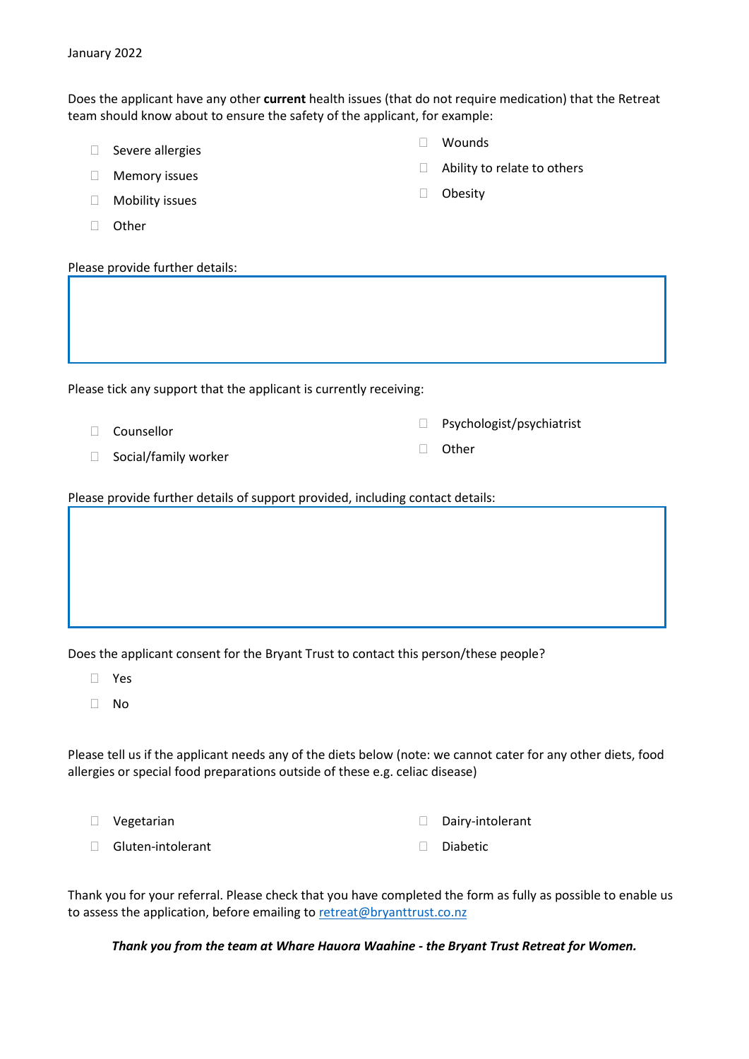January 2022

Does the applicant have any other **current** health issues (that do not require medication) that the Retreat team should know about to ensure the safety of the applicant, for example:

- ☐ Severe allergies
- ☐ Memory issues
- ☐ Mobility issues
- ☐ Other
- ☐ Wounds
- ☐ Ability to relate to others
- ☐ Obesity

Please provide further details:

Please tick any support that the applicant is currently receiving:

- ☐ Counsellor
- ☐ Social/family worker
- ☐ Psychologist/psychiatrist
- ☐ Other

Please provide further details of support provided, including contact details:

Does the applicant consent for the Bryant Trust to contact this person/these people?

- ☐ Yes
- ☐ No

Please tell us if the applicant needs any of the diets below (note: we cannot cater for any other diets, food allergies or special food preparations outside of these e.g. celiac disease)

- ☐ Vegetarian
- ☐ Gluten-intolerant
- ☐ Dairy-intolerant
- ☐ Diabetic

Thank you for your referral. Please check that you have completed the form as fully as possible to enable us to assess the application, before emailing to retreat@bryanttrust.co.nz

***Thank you from the team at Whare Hauora Waahine - the Bryant Trust Retreat for Women.***